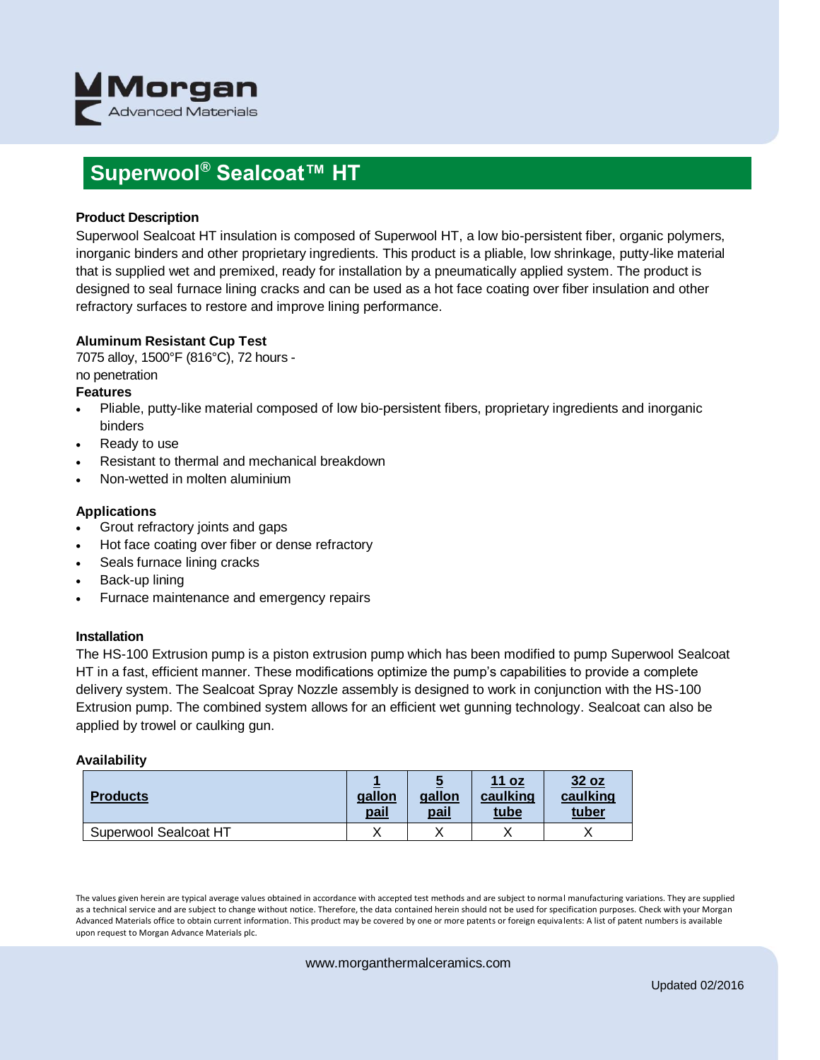# Superwool® Sealcoat™ HT

### Product Description

Superwool Sealcoat HT insulation is composed of Superwool HT, a low bio-persistent fiber, organic polymers, inorganic binders and other proprietary ingredients. This product is a pliable, low shrinkage, putty-like material that is supplied wet and premixed, ready for installation by a pneumatically applied system. The product is designed to seal furnace lining cracks and can be used as a hot face coating over fiber insulation and other refractory surfaces to restore and improve lining performance.

### Aluminum Resistant Cup Test

7075 alloy, 1500°F (816°C), 72 hours -
no penetration

### Features

- Pliable, putty-like material composed of low bio-persistent fibers, proprietary ingredients and inorganic binders
- Ready to use
- Resistant to thermal and mechanical breakdown
- Non-wetted in molten aluminium

### Applications

- Grout refractory joints and gaps
- Hot face coating over fiber or dense refractory
- Seals furnace lining cracks
- Back-up lining
- Furnace maintenance and emergency repairs

### Installation

The HS-100 Extrusion pump is a piston extrusion pump which has been modified to pump Superwool Sealcoat HT in a fast, efficient manner. These modifications optimize the pump's capabilities to provide a complete delivery system. The Sealcoat Spray Nozzle assembly is designed to work in conjunction with the HS-100 Extrusion pump. The combined system allows for an efficient wet gunning technology. Sealcoat can also be applied by trowel or caulking gun.

### Availability

| Products | 1 gallon pail | 5 gallon pail | 11 oz caulking tube | 32 oz caulking tuber |
|---|---|---|---|---|
| Superwool Sealcoat HT | X | X | X | X |

The values given herein are typical average values obtained in accordance with accepted test methods and are subject to normal manufacturing variations. They are supplied as a technical service and are subject to change without notice. Therefore, the data contained herein should not be used for specification purposes. Check with your Morgan Advanced Materials office to obtain current information. This product may be covered by one or more patents or foreign equivalents: A list of patent numbers is available upon request to Morgan Advance Materials plc.

www.morganthermalceramics.com

Updated 02/2016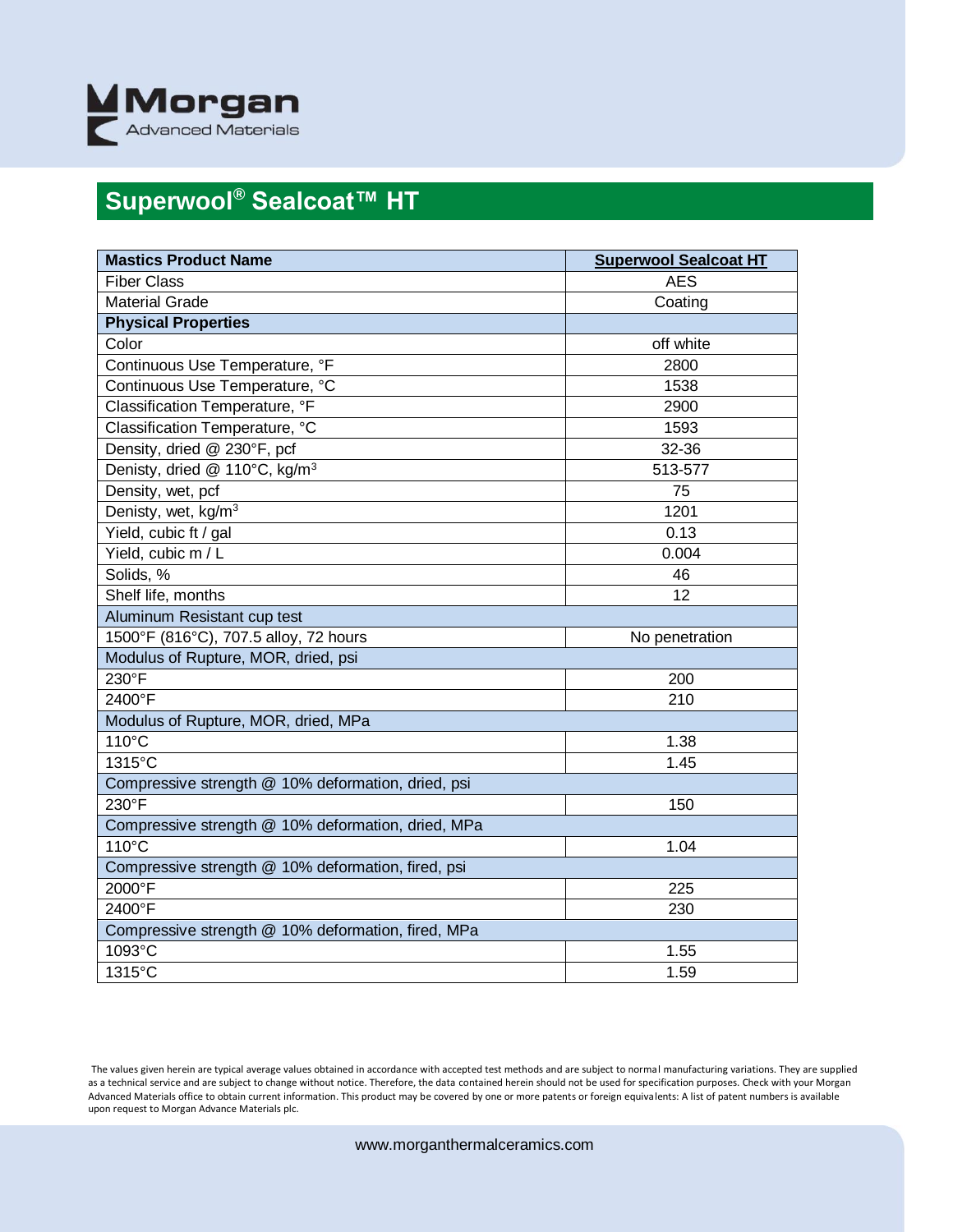Morgan Advanced Materials

# Superwool® Sealcoat™ HT

| Mastics Product Name | Superwool Sealcoat HT |
| --- | --- |
| Fiber Class | AES |
| Material Grade | Coating |
| **Physical Properties** | |
| Color | off white |
| Continuous Use Temperature, °F | 2800 |
| Continuous Use Temperature, °C | 1538 |
| Classification Temperature, °F | 2900 |
| Classification Temperature, °C | 1593 |
| Density, dried @ 230°F, pcf | 32-36 |
| Denisty, dried @ 110°C, kg/$m^3$ | 513-577 |
| Density, wet, pcf | 75 |
| Denisty, wet, kg/$m^3$ | 1201 |
| Yield, cubic ft / gal | 0.13 |
| Yield, cubic m / L | 0.004 |
| Solids, % | 46 |
| Shelf life, months | 12 |
| Aluminum Resistant cup test | |
| 1500°F (816°C), 707.5 alloy, 72 hours | No penetration |
| Modulus of Rupture, MOR, dried, psi | |
| 230°F | 200 |
| 2400°F | 210 |
| Modulus of Rupture, MOR, dried, MPa | |
| 110°C | 1.38 |
| 1315°C | 1.45 |
| Compressive strength @ 10% deformation, dried, psi | |
| 230°F | 150 |
| Compressive strength @ 10% deformation, dried, MPa | |
| 110°C | 1.04 |
| Compressive strength @ 10% deformation, fired, psi | |
| 2000°F | 225 |
| 2400°F | 230 |
| Compressive strength @ 10% deformation, fired, MPa | |
| 1093°C | 1.55 |
| 1315°C | 1.59 |

The values given herein are typical average values obtained in accordance with accepted test methods and are subject to normal manufacturing variations. They are supplied as a technical service and are subject to change without notice. Therefore, the data contained herein should not be used for specification purposes. Check with your Morgan Advanced Materials office to obtain current information. This product may be covered by one or more patents or foreign equivalents: A list of patent numbers is available upon request to Morgan Advance Materials plc.

www.morganthermalceramics.com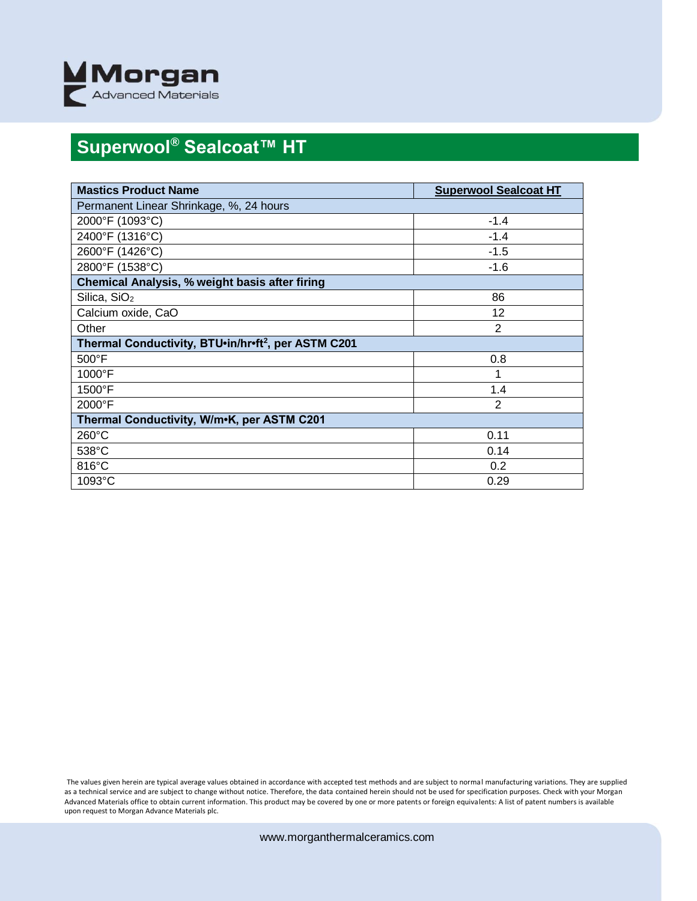## Superwool® Sealcoat™ HT

| **Mastics Product Name** | **Superwool Sealcoat HT** |
|---|---|
| Permanent Linear Shrinkage, %, 24 hours | |
| 2000°F (1093°C) | -1.4 |
| 2400°F (1316°C) | -1.4 |
| 2600°F (1426°C) | -1.5 |
| 2800°F (1538°C) | -1.6 |
| **Chemical Analysis, % weight basis after firing** | |
| Silica, $SiO_2$ | 86 |
| Calcium oxide, CaO | 12 |
| Other | 2 |
| **Thermal Conductivity, BTU•in/hr•ft², per ASTM C201** | |
| 500°F | 0.8 |
| 1000°F | 1 |
| 1500°F | 1.4 |
| 2000°F | 2 |
| **Thermal Conductivity, W/m•K, per ASTM C201** | |
| 260°C | 0.11 |
| 538°C | 0.14 |
| 816°C | 0.2 |
| 1093°C | 0.29 |

The values given herein are typical average values obtained in accordance with accepted test methods and are subject to normal manufacturing variations. They are supplied as a technical service and are subject to change without notice. Therefore, the data contained herein should not be used for specification purposes. Check with your Morgan Advanced Materials office to obtain current information. This product may be covered by one or more patents or foreign equivalents: A list of patent numbers is available upon request to Morgan Advance Materials plc.